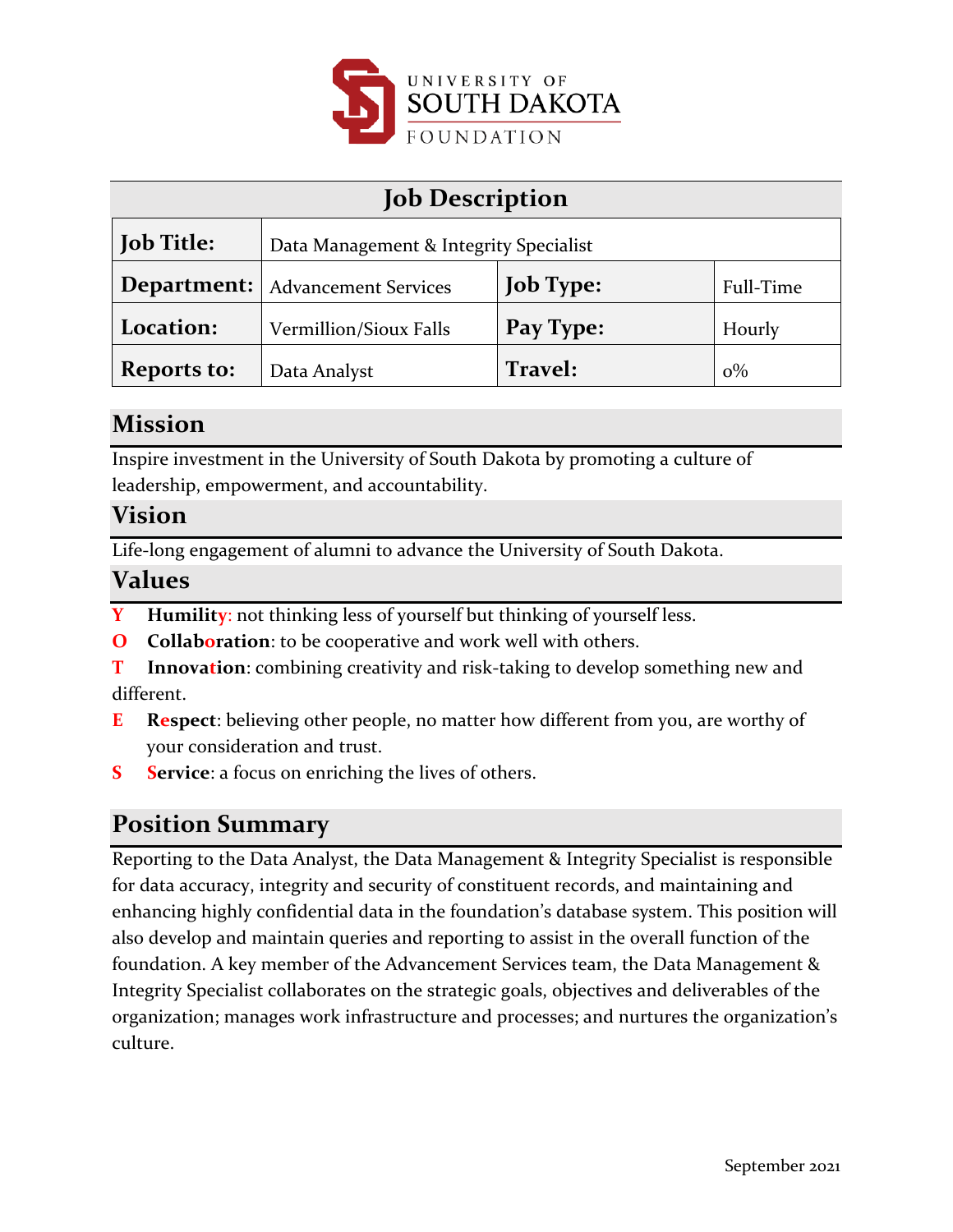UNIVERSITY OF SOUTH DAKOTA FOUNDATION

| Job Description | | | |
|---|---|---|---|
| **Job Title:** | Data Management & Integrity Specialist | | |
| **Department:** | Advancement Services | **Job Type:** | Full-Time |
| **Location:** | Vermillion/Sioux Falls | **Pay Type:** | Hourly |
| **Reports to:** | Data Analyst | **Travel:** | 0% |

## Mission

Inspire investment in the University of South Dakota by promoting a culture of leadership, empowerment, and accountability.

## Vision

Life-long engagement of alumni to advance the University of South Dakota.

## Values

**Y** **Humility**: not thinking less of yourself but thinking of yourself less.
**O** **Collaboration**: to be cooperative and work well with others.
**T** **Innovation**: combining creativity and risk-taking to develop something new and different.
**E** **Respect**: believing other people, no matter how different from you, are worthy of your consideration and trust.
**S** **Service**: a focus on enriching the lives of others.

## Position Summary

Reporting to the Data Analyst, the Data Management & Integrity Specialist is responsible for data accuracy, integrity and security of constituent records, and maintaining and enhancing highly confidential data in the foundation's database system. This position will also develop and maintain queries and reporting to assist in the overall function of the foundation. A key member of the Advancement Services team, the Data Management & Integrity Specialist collaborates on the strategic goals, objectives and deliverables of the organization; manages work infrastructure and processes; and nurtures the organization's culture.

September 2021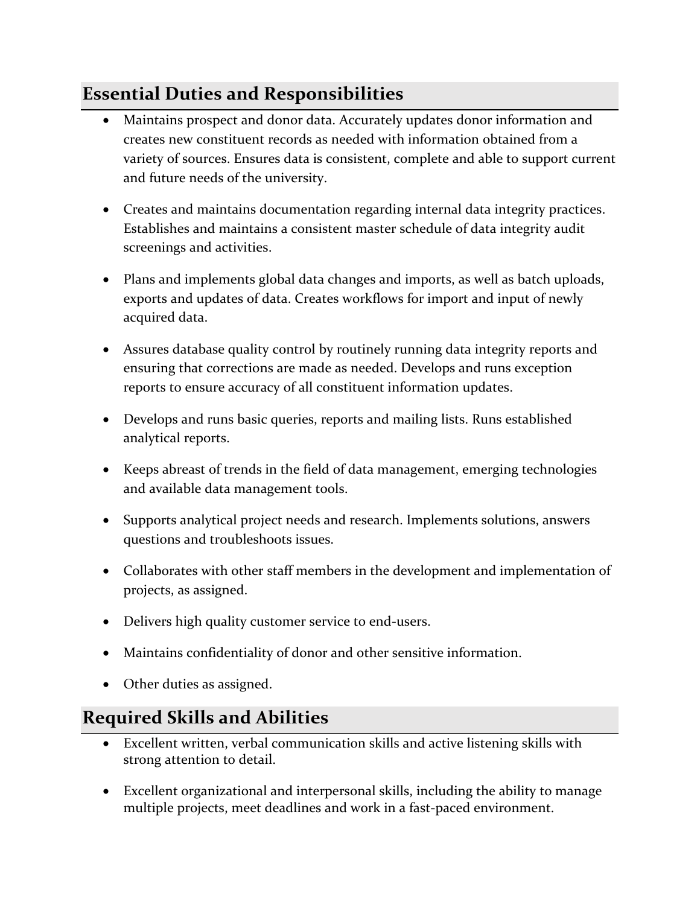## Essential Duties and Responsibilities

- Maintains prospect and donor data. Accurately updates donor information and creates new constituent records as needed with information obtained from a variety of sources. Ensures data is consistent, complete and able to support current and future needs of the university.

- Creates and maintains documentation regarding internal data integrity practices. Establishes and maintains a consistent master schedule of data integrity audit screenings and activities.

- Plans and implements global data changes and imports, as well as batch uploads, exports and updates of data. Creates workflows for import and input of newly acquired data.

- Assures database quality control by routinely running data integrity reports and ensuring that corrections are made as needed. Develops and runs exception reports to ensure accuracy of all constituent information updates.

- Develops and runs basic queries, reports and mailing lists. Runs established analytical reports.

- Keeps abreast of trends in the field of data management, emerging technologies and available data management tools.

- Supports analytical project needs and research. Implements solutions, answers questions and troubleshoots issues.

- Collaborates with other staff members in the development and implementation of projects, as assigned.

- Delivers high quality customer service to end-users.

- Maintains confidentiality of donor and other sensitive information.

- Other duties as assigned.

## Required Skills and Abilities

- Excellent written, verbal communication skills and active listening skills with strong attention to detail.

- Excellent organizational and interpersonal skills, including the ability to manage multiple projects, meet deadlines and work in a fast-paced environment.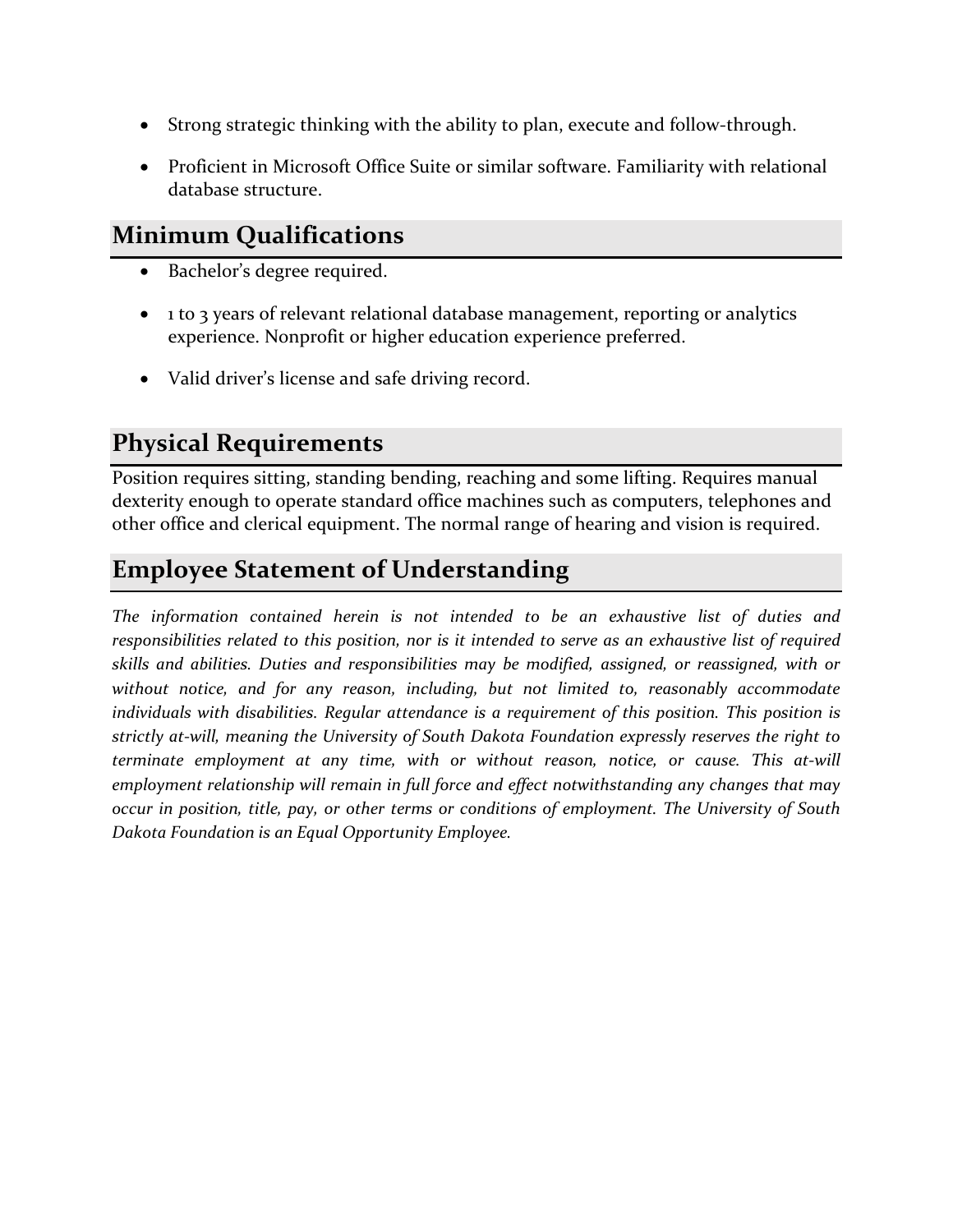- Strong strategic thinking with the ability to plan, execute and follow-through.
- Proficient in Microsoft Office Suite or similar software. Familiarity with relational database structure.

## Minimum Qualifications

- Bachelor's degree required.
- 1 to 3 years of relevant relational database management, reporting or analytics experience. Nonprofit or higher education experience preferred.
- Valid driver's license and safe driving record.

## Physical Requirements

Position requires sitting, standing bending, reaching and some lifting. Requires manual dexterity enough to operate standard office machines such as computers, telephones and other office and clerical equipment. The normal range of hearing and vision is required.

## Employee Statement of Understanding

*The information contained herein is not intended to be an exhaustive list of duties and responsibilities related to this position, nor is it intended to serve as an exhaustive list of required skills and abilities. Duties and responsibilities may be modified, assigned, or reassigned, with or without notice, and for any reason, including, but not limited to, reasonably accommodate individuals with disabilities. Regular attendance is a requirement of this position. This position is strictly at-will, meaning the University of South Dakota Foundation expressly reserves the right to terminate employment at any time, with or without reason, notice, or cause. This at-will employment relationship will remain in full force and effect notwithstanding any changes that may occur in position, title, pay, or other terms or conditions of employment. The University of South Dakota Foundation is an Equal Opportunity Employee.*